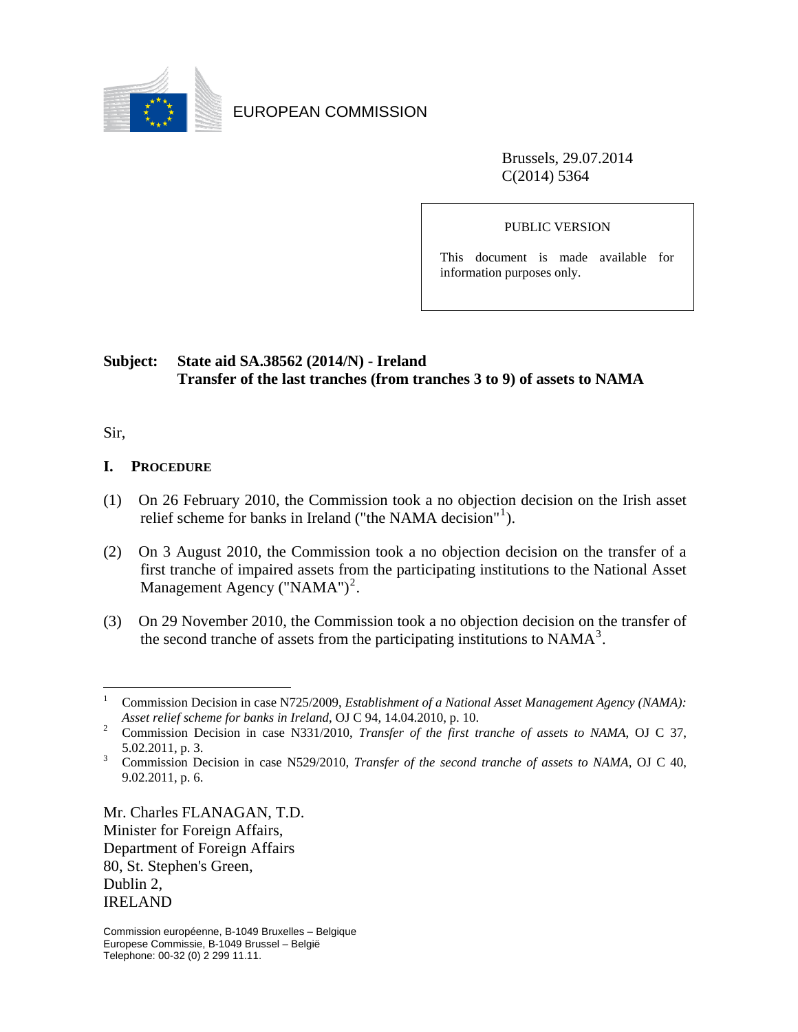EUROPEAN COMMISSION

Brussels, 29.07.2014
C(2014) 5364

PUBLIC VERSION

This document is made available for information purposes only.

**Subject: State aid SA.38562 (2014/N) - Ireland**
**Transfer of the last tranches (from tranches 3 to 9) of assets to NAMA**

Sir,

## I. PROCEDURE

(1) On 26 February 2010, the Commission took a no objection decision on the Irish asset relief scheme for banks in Ireland ("the NAMA decision"[1]).

(2) On 3 August 2010, the Commission took a no objection decision on the transfer of a first tranche of impaired assets from the participating institutions to the National Asset Management Agency ("NAMA")[2].

(3) On 29 November 2010, the Commission took a no objection decision on the transfer of the second tranche of assets from the participating institutions to NAMA[3].

---

[1] Commission Decision in case N725/2009, *Establishment of a National Asset Management Agency (NAMA): Asset relief scheme for banks in Ireland*, OJ C 94, 14.04.2010, p. 10.

[2] Commission Decision in case N331/2010, *Transfer of the first tranche of assets to NAMA*, OJ C 37, 5.02.2011, p. 3.

[3] Commission Decision in case N529/2010, *Transfer of the second tranche of assets to NAMA*, OJ C 40, 9.02.2011, p. 6.

Mr. Charles FLANAGAN, T.D.
Minister for Foreign Affairs,
Department of Foreign Affairs
80, St. Stephen's Green,
Dublin 2,
IRELAND

Commission européenne, B-1049 Bruxelles – Belgique
Europese Commissie, B-1049 Brussel – België
Telephone: 00-32 (0) 2 299 11.11.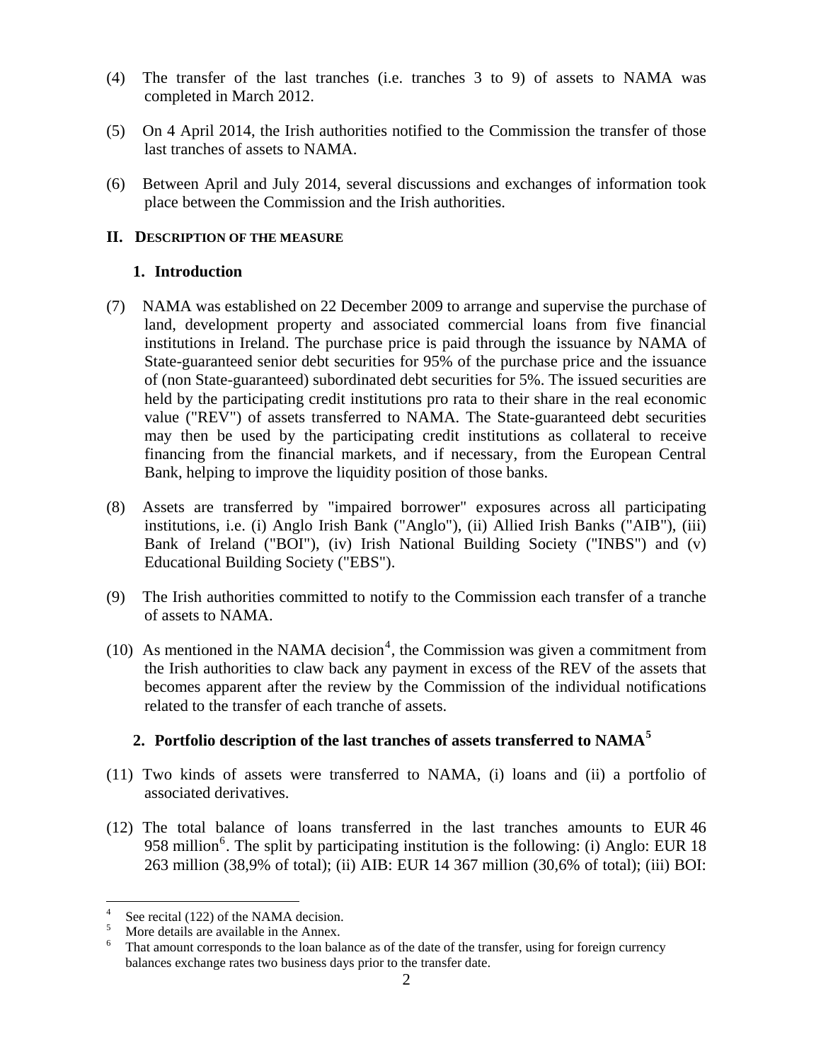(4) The transfer of the last tranches (i.e. tranches 3 to 9) of assets to NAMA was completed in March 2012.

(5) On 4 April 2014, the Irish authorities notified to the Commission the transfer of those last tranches of assets to NAMA.

(6) Between April and July 2014, several discussions and exchanges of information took place between the Commission and the Irish authorities.

## II. DESCRIPTION OF THE MEASURE

### 1. Introduction

(7) NAMA was established on 22 December 2009 to arrange and supervise the purchase of land, development property and associated commercial loans from five financial institutions in Ireland. The purchase price is paid through the issuance by NAMA of State-guaranteed senior debt securities for 95% of the purchase price and the issuance of (non State-guaranteed) subordinated debt securities for 5%. The issued securities are held by the participating credit institutions pro rata to their share in the real economic value ("REV") of assets transferred to NAMA. The State-guaranteed debt securities may then be used by the participating credit institutions as collateral to receive financing from the financial markets, and if necessary, from the European Central Bank, helping to improve the liquidity position of those banks.

(8) Assets are transferred by "impaired borrower" exposures across all participating institutions, i.e. (i) Anglo Irish Bank ("Anglo"), (ii) Allied Irish Banks ("AIB"), (iii) Bank of Ireland ("BOI"), (iv) Irish National Building Society ("INBS") and (v) Educational Building Society ("EBS").

(9) The Irish authorities committed to notify to the Commission each transfer of a tranche of assets to NAMA.

(10) As mentioned in the NAMA decision[4], the Commission was given a commitment from the Irish authorities to claw back any payment in excess of the REV of the assets that becomes apparent after the review by the Commission of the individual notifications related to the transfer of each tranche of assets.

### 2. Portfolio description of the last tranches of assets transferred to NAMA[5]

(11) Two kinds of assets were transferred to NAMA, (i) loans and (ii) a portfolio of associated derivatives.

(12) The total balance of loans transferred in the last tranches amounts to EUR 46 958 million[6]. The split by participating institution is the following: (i) Anglo: EUR 18 263 million (38,9% of total); (ii) AIB: EUR 14 367 million (30,6% of total); (iii) BOI:

---

[4] See recital (122) of the NAMA decision.

[5] More details are available in the Annex.

[6] That amount corresponds to the loan balance as of the date of the transfer, using for foreign currency balances exchange rates two business days prior to the transfer date.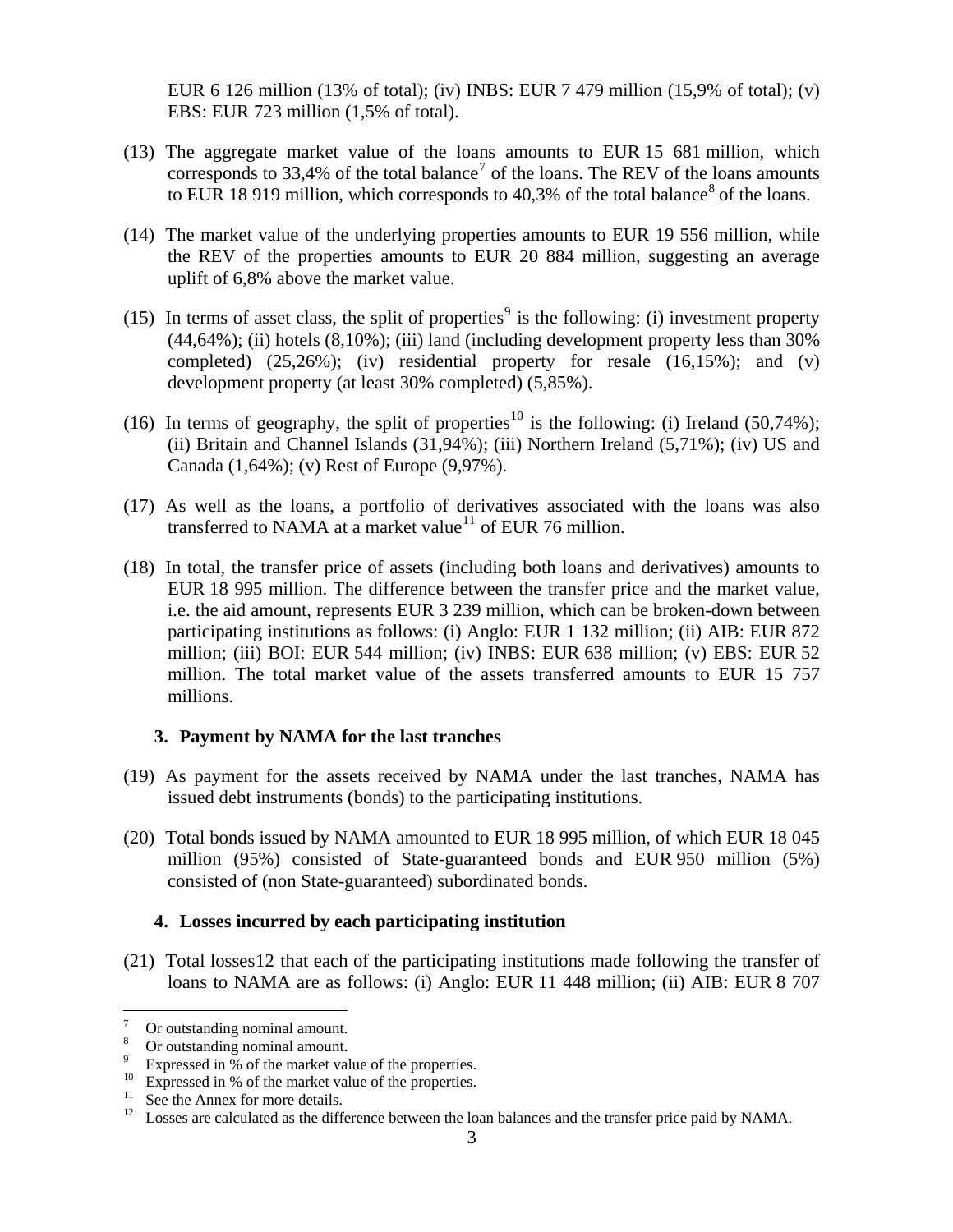EUR 6 126 million (13% of total); (iv) INBS: EUR 7 479 million (15,9% of total); (v) EBS: EUR 723 million (1,5% of total).

(13) The aggregate market value of the loans amounts to EUR 15 681 million, which corresponds to 33,4% of the total balance[7] of the loans. The REV of the loans amounts to EUR 18 919 million, which corresponds to 40,3% of the total balance[8] of the loans.

(14) The market value of the underlying properties amounts to EUR 19 556 million, while the REV of the properties amounts to EUR 20 884 million, suggesting an average uplift of 6,8% above the market value.

(15) In terms of asset class, the split of properties[9] is the following: (i) investment property (44,64%); (ii) hotels (8,10%); (iii) land (including development property less than 30% completed) (25,26%); (iv) residential property for resale (16,15%); and (v) development property (at least 30% completed) (5,85%).

(16) In terms of geography, the split of properties[10] is the following: (i) Ireland (50,74%); (ii) Britain and Channel Islands (31,94%); (iii) Northern Ireland (5,71%); (iv) US and Canada (1,64%); (v) Rest of Europe (9,97%).

(17) As well as the loans, a portfolio of derivatives associated with the loans was also transferred to NAMA at a market value[11] of EUR 76 million.

(18) In total, the transfer price of assets (including both loans and derivatives) amounts to EUR 18 995 million. The difference between the transfer price and the market value, i.e. the aid amount, represents EUR 3 239 million, which can be broken-down between participating institutions as follows: (i) Anglo: EUR 1 132 million; (ii) AIB: EUR 872 million; (iii) BOI: EUR 544 million; (iv) INBS: EUR 638 million; (v) EBS: EUR 52 million. The total market value of the assets transferred amounts to EUR 15 757 millions.

### 3. Payment by NAMA for the last tranches

(19) As payment for the assets received by NAMA under the last tranches, NAMA has issued debt instruments (bonds) to the participating institutions.

(20) Total bonds issued by NAMA amounted to EUR 18 995 million, of which EUR 18 045 million (95%) consisted of State-guaranteed bonds and EUR 950 million (5%) consisted of (non State-guaranteed) subordinated bonds.

### 4. Losses incurred by each participating institution

(21) Total losses12 that each of the participating institutions made following the transfer of loans to NAMA are as follows: (i) Anglo: EUR 11 448 million; (ii) AIB: EUR 8 707

---

[7] Or outstanding nominal amount.

[8] Or outstanding nominal amount.

[9] Expressed in % of the market value of the properties.

[10] Expressed in % of the market value of the properties.

[11] See the Annex for more details.

[12] Losses are calculated as the difference between the loan balances and the transfer price paid by NAMA.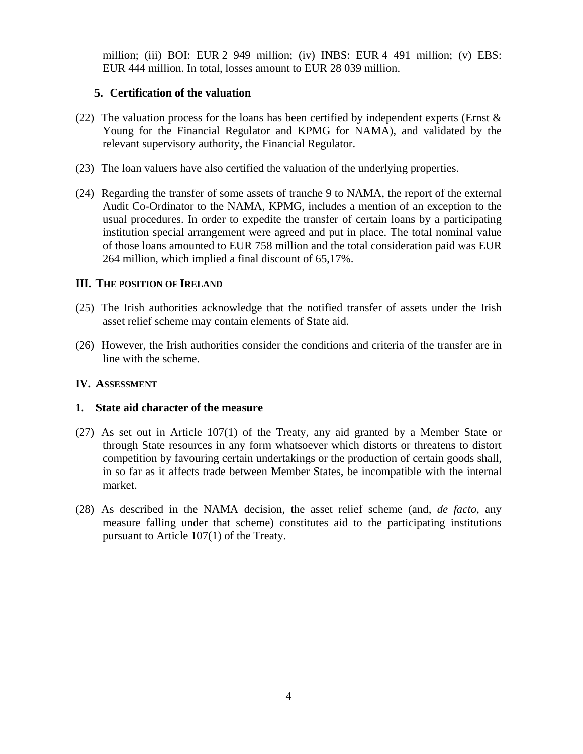million; (iii) BOI: EUR 2 949 million; (iv) INBS: EUR 4 491 million; (v) EBS: EUR 444 million. In total, losses amount to EUR 28 039 million.

### 5. Certification of the valuation

(22) The valuation process for the loans has been certified by independent experts (Ernst & Young for the Financial Regulator and KPMG for NAMA), and validated by the relevant supervisory authority, the Financial Regulator.

(23) The loan valuers have also certified the valuation of the underlying properties.

(24) Regarding the transfer of some assets of tranche 9 to NAMA, the report of the external Audit Co-Ordinator to the NAMA, KPMG, includes a mention of an exception to the usual procedures. In order to expedite the transfer of certain loans by a participating institution special arrangement were agreed and put in place. The total nominal value of those loans amounted to EUR 758 million and the total consideration paid was EUR 264 million, which implied a final discount of 65,17%.

## III. The position of Ireland

(25) The Irish authorities acknowledge that the notified transfer of assets under the Irish asset relief scheme may contain elements of State aid.

(26) However, the Irish authorities consider the conditions and criteria of the transfer are in line with the scheme.

## IV. Assessment

### 1. State aid character of the measure

(27) As set out in Article 107(1) of the Treaty, any aid granted by a Member State or through State resources in any form whatsoever which distorts or threatens to distort competition by favouring certain undertakings or the production of certain goods shall, in so far as it affects trade between Member States, be incompatible with the internal market.

(28) As described in the NAMA decision, the asset relief scheme (and, *de facto*, any measure falling under that scheme) constitutes aid to the participating institutions pursuant to Article 107(1) of the Treaty.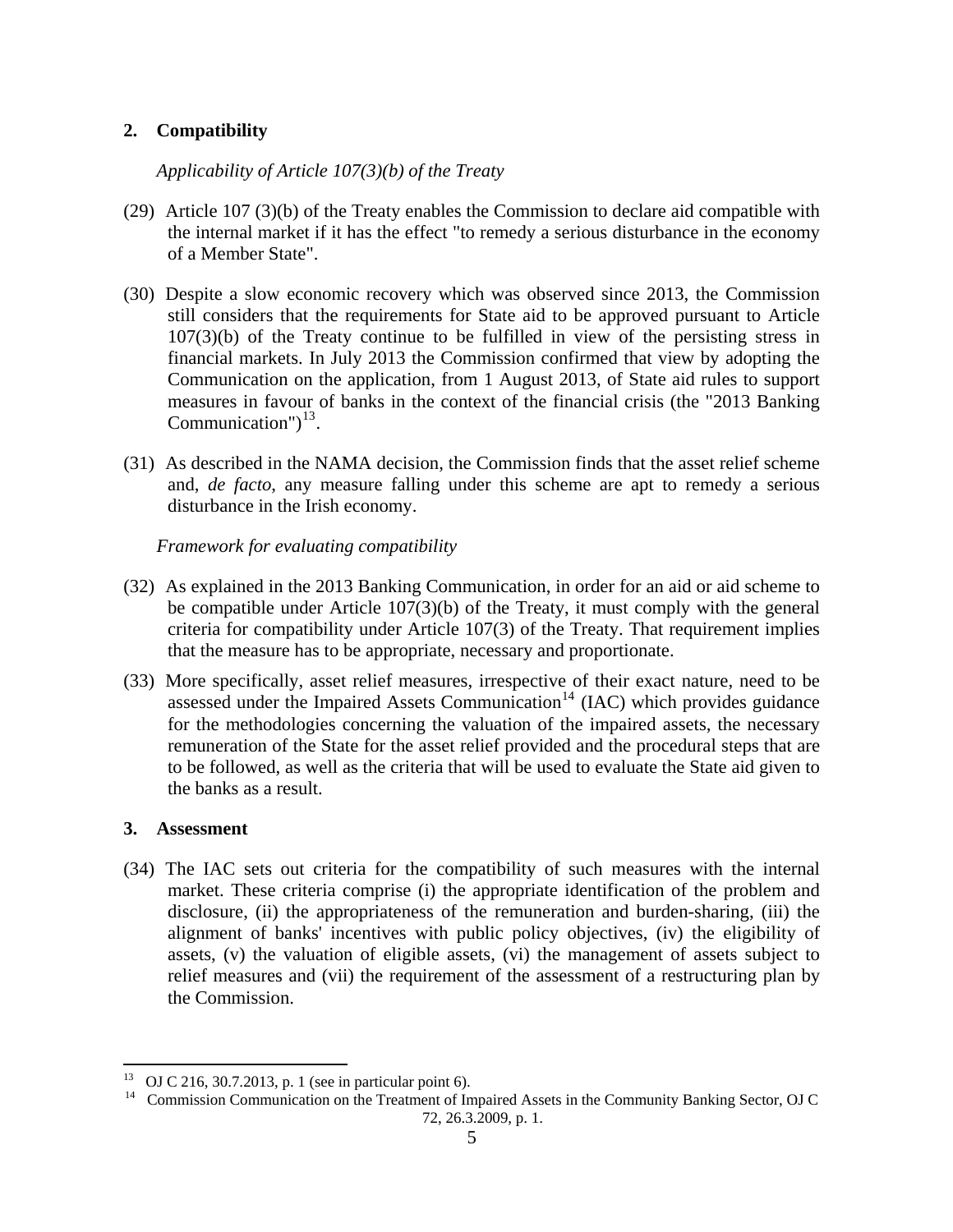## 2. Compatibility

*Applicability of Article 107(3)(b) of the Treaty*

(29) Article 107 (3)(b) of the Treaty enables the Commission to declare aid compatible with the internal market if it has the effect "to remedy a serious disturbance in the economy of a Member State".

(30) Despite a slow economic recovery which was observed since 2013, the Commission still considers that the requirements for State aid to be approved pursuant to Article 107(3)(b) of the Treaty continue to be fulfilled in view of the persisting stress in financial markets. In July 2013 the Commission confirmed that view by adopting the Communication on the application, from 1 August 2013, of State aid rules to support measures in favour of banks in the context of the financial crisis (the "2013 Banking Communication")[13].

(31) As described in the NAMA decision, the Commission finds that the asset relief scheme and, *de facto*, any measure falling under this scheme are apt to remedy a serious disturbance in the Irish economy.

*Framework for evaluating compatibility*

(32) As explained in the 2013 Banking Communication, in order for an aid or aid scheme to be compatible under Article 107(3)(b) of the Treaty, it must comply with the general criteria for compatibility under Article 107(3) of the Treaty. That requirement implies that the measure has to be appropriate, necessary and proportionate.

(33) More specifically, asset relief measures, irrespective of their exact nature, need to be assessed under the Impaired Assets Communication[14] (IAC) which provides guidance for the methodologies concerning the valuation of the impaired assets, the necessary remuneration of the State for the asset relief provided and the procedural steps that are to be followed, as well as the criteria that will be used to evaluate the State aid given to the banks as a result.

## 3. Assessment

(34) The IAC sets out criteria for the compatibility of such measures with the internal market. These criteria comprise (i) the appropriate identification of the problem and disclosure, (ii) the appropriateness of the remuneration and burden-sharing, (iii) the alignment of banks' incentives with public policy objectives, (iv) the eligibility of assets, (v) the valuation of eligible assets, (vi) the management of assets subject to relief measures and (vii) the requirement of the assessment of a restructuring plan by the Commission.

---

[13] OJ C 216, 30.7.2013, p. 1 (see in particular point 6).

[14] Commission Communication on the Treatment of Impaired Assets in the Community Banking Sector, OJ C 72, 26.3.2009, p. 1.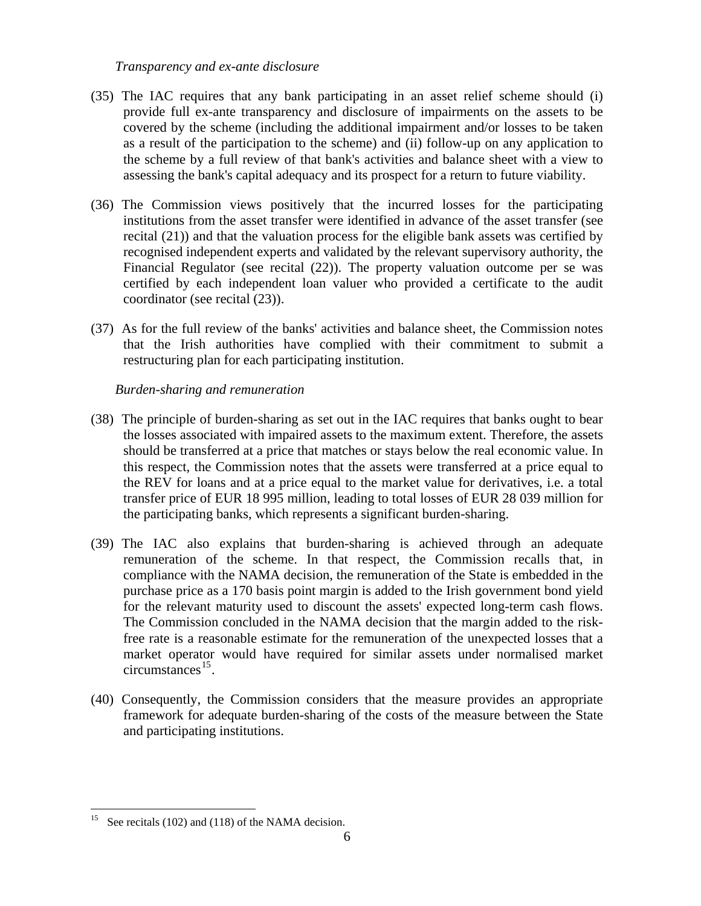*Transparency and ex-ante disclosure*

(35) The IAC requires that any bank participating in an asset relief scheme should (i) provide full ex-ante transparency and disclosure of impairments on the assets to be covered by the scheme (including the additional impairment and/or losses to be taken as a result of the participation to the scheme) and (ii) follow-up on any application to the scheme by a full review of that bank's activities and balance sheet with a view to assessing the bank's capital adequacy and its prospect for a return to future viability.

(36) The Commission views positively that the incurred losses for the participating institutions from the asset transfer were identified in advance of the asset transfer (see recital (21)) and that the valuation process for the eligible bank assets was certified by recognised independent experts and validated by the relevant supervisory authority, the Financial Regulator (see recital (22)). The property valuation outcome per se was certified by each independent loan valuer who provided a certificate to the audit coordinator (see recital (23)).

(37) As for the full review of the banks' activities and balance sheet, the Commission notes that the Irish authorities have complied with their commitment to submit a restructuring plan for each participating institution.

*Burden-sharing and remuneration*

(38) The principle of burden-sharing as set out in the IAC requires that banks ought to bear the losses associated with impaired assets to the maximum extent. Therefore, the assets should be transferred at a price that matches or stays below the real economic value. In this respect, the Commission notes that the assets were transferred at a price equal to the REV for loans and at a price equal to the market value for derivatives, i.e. a total transfer price of EUR 18 995 million, leading to total losses of EUR 28 039 million for the participating banks, which represents a significant burden-sharing.

(39) The IAC also explains that burden-sharing is achieved through an adequate remuneration of the scheme. In that respect, the Commission recalls that, in compliance with the NAMA decision, the remuneration of the State is embedded in the purchase price as a 170 basis point margin is added to the Irish government bond yield for the relevant maturity used to discount the assets' expected long-term cash flows. The Commission concluded in the NAMA decision that the margin added to the risk-free rate is a reasonable estimate for the remuneration of the unexpected losses that a market operator would have required for similar assets under normalised market circumstances[15].

(40) Consequently, the Commission considers that the measure provides an appropriate framework for adequate burden-sharing of the costs of the measure between the State and participating institutions.

---

[15] See recitals (102) and (118) of the NAMA decision.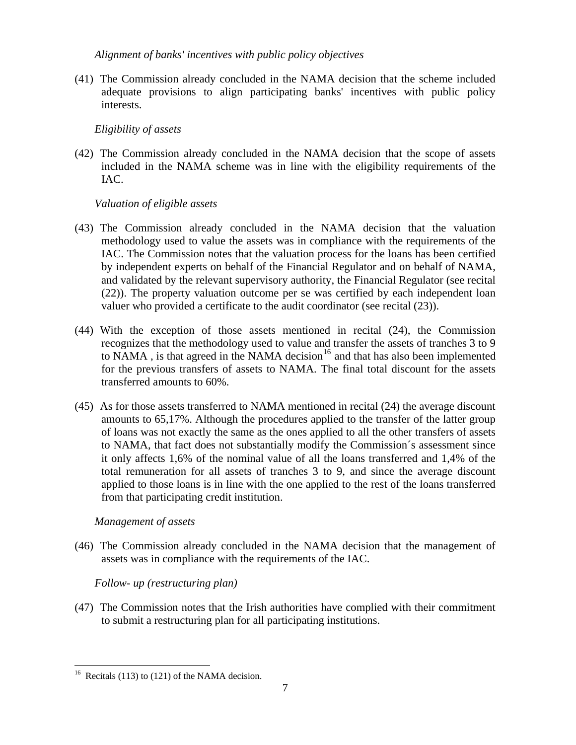*Alignment of banks' incentives with public policy objectives*

(41) The Commission already concluded in the NAMA decision that the scheme included adequate provisions to align participating banks' incentives with public policy interests.

*Eligibility of assets*

(42) The Commission already concluded in the NAMA decision that the scope of assets included in the NAMA scheme was in line with the eligibility requirements of the IAC.

*Valuation of eligible assets*

(43) The Commission already concluded in the NAMA decision that the valuation methodology used to value the assets was in compliance with the requirements of the IAC. The Commission notes that the valuation process for the loans has been certified by independent experts on behalf of the Financial Regulator and on behalf of NAMA, and validated by the relevant supervisory authority, the Financial Regulator (see recital (22)). The property valuation outcome per se was certified by each independent loan valuer who provided a certificate to the audit coordinator (see recital (23)).

(44) With the exception of those assets mentioned in recital (24), the Commission recognizes that the methodology used to value and transfer the assets of tranches 3 to 9 to NAMA , is that agreed in the NAMA decision[16] and that has also been implemented for the previous transfers of assets to NAMA. The final total discount for the assets transferred amounts to 60%.

(45) As for those assets transferred to NAMA mentioned in recital (24) the average discount amounts to 65,17%. Although the procedures applied to the transfer of the latter group of loans was not exactly the same as the ones applied to all the other transfers of assets to NAMA, that fact does not substantially modify the Commission´s assessment since it only affects 1,6% of the nominal value of all the loans transferred and 1,4% of the total remuneration for all assets of tranches 3 to 9, and since the average discount applied to those loans is in line with the one applied to the rest of the loans transferred from that participating credit institution.

*Management of assets*

(46) The Commission already concluded in the NAMA decision that the management of assets was in compliance with the requirements of the IAC.

*Follow- up (restructuring plan)*

(47) The Commission notes that the Irish authorities have complied with their commitment to submit a restructuring plan for all participating institutions.

---

[16] Recitals (113) to (121) of the NAMA decision.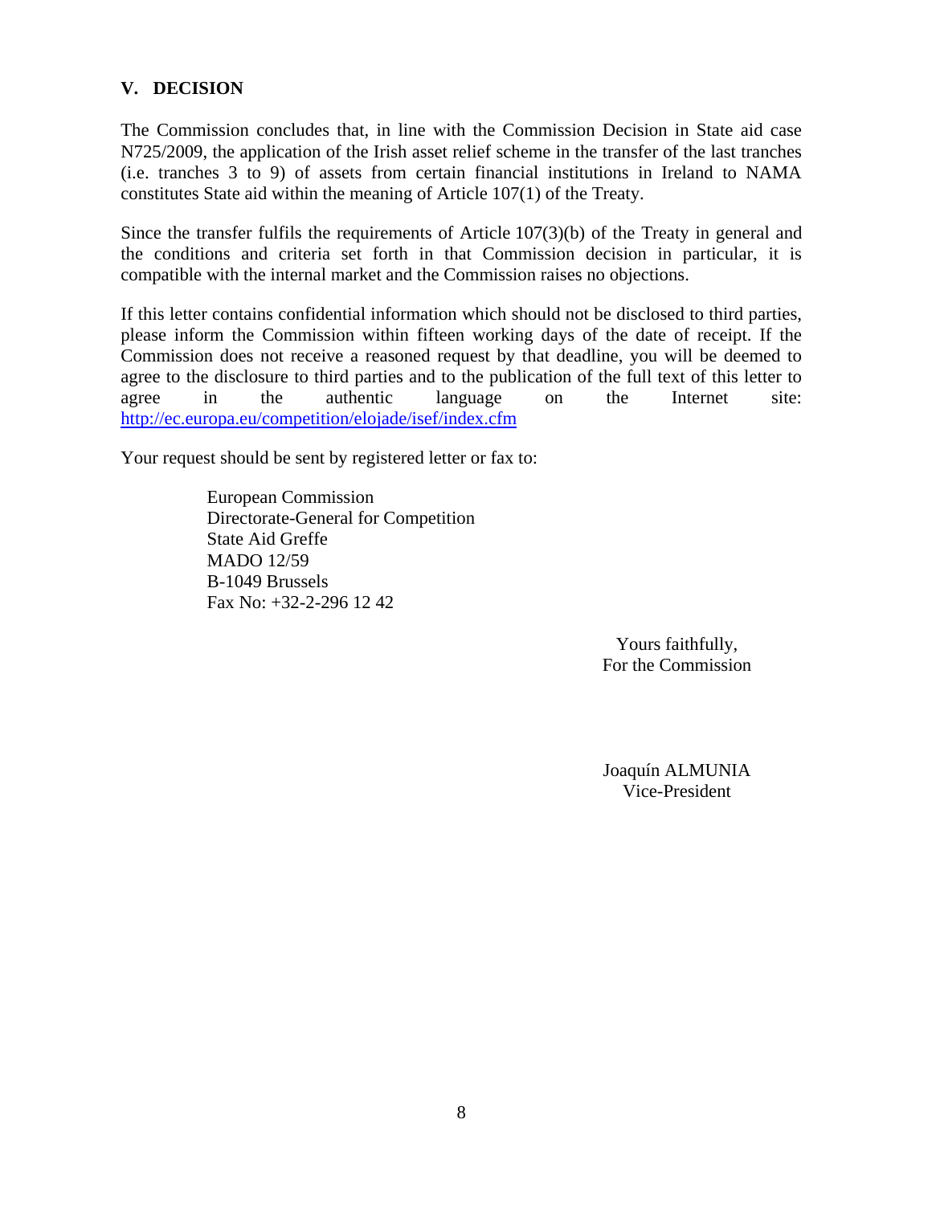## V. DECISION

The Commission concludes that, in line with the Commission Decision in State aid case N725/2009, the application of the Irish asset relief scheme in the transfer of the last tranches (i.e. tranches 3 to 9) of assets from certain financial institutions in Ireland to NAMA constitutes State aid within the meaning of Article 107(1) of the Treaty.

Since the transfer fulfils the requirements of Article 107(3)(b) of the Treaty in general and the conditions and criteria set forth in that Commission decision in particular, it is compatible with the internal market and the Commission raises no objections.

If this letter contains confidential information which should not be disclosed to third parties, please inform the Commission within fifteen working days of the date of receipt. If the Commission does not receive a reasoned request by that deadline, you will be deemed to agree to the disclosure to third parties and to the publication of the full text of this letter to agree in the authentic language on the Internet site: http://ec.europa.eu/competition/elojade/isef/index.cfm

Your request should be sent by registered letter or fax to:

European Commission
Directorate-General for Competition
State Aid Greffe
MADO 12/59
B-1049 Brussels
Fax No: +32-2-296 12 42

Yours faithfully,
For the Commission

Joaquín ALMUNIA
Vice-President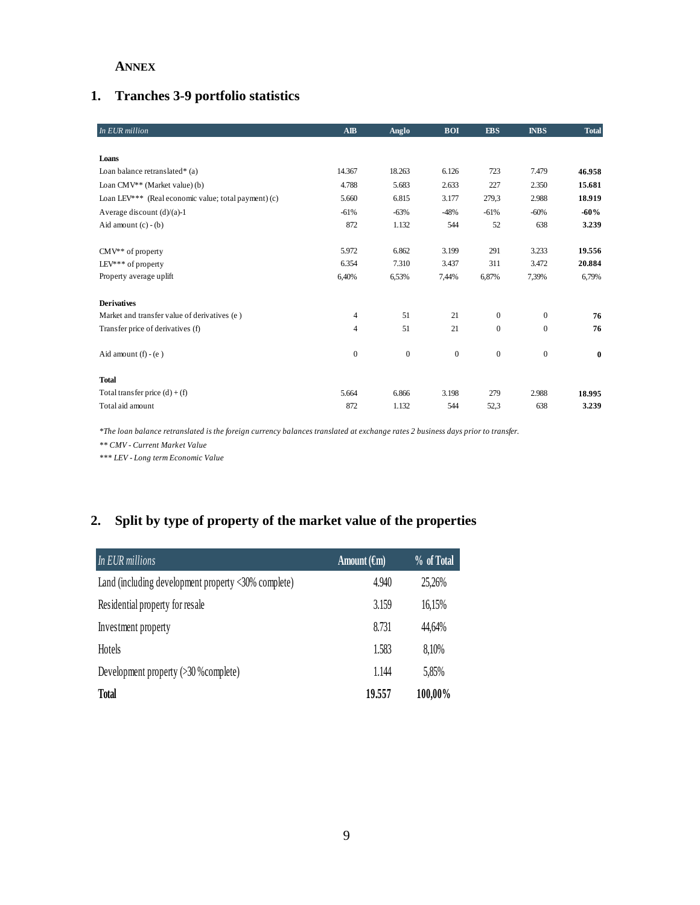## ANNEX

## 1. Tranches 3-9 portfolio statistics

| *In EUR million* | AIB | Anglo | BOI | EBS | INBS | Total |
|---|---|---|---|---|---|---|
| **Loans** | | | | | | |
| Loan balance retranslated* (a) | 14.367 | 18.263 | 6.126 | 723 | 7.479 | **46.958** |
| Loan CMV** (Market value) (b) | 4.788 | 5.683 | 2.633 | 227 | 2.350 | **15.681** |
| Loan LEV*** (Real economic value; total payment) (c) | 5.660 | 6.815 | 3.177 | 279,3 | 2.988 | **18.919** |
| Average discount (d)/(a)-1 | -61% | -63% | -48% | -61% | -60% | **-60%** |
| Aid amount (c) - (b) | 872 | 1.132 | 544 | 52 | 638 | **3.239** |
| CMV** of property | 5.972 | 6.862 | 3.199 | 291 | 3.233 | **19.556** |
| LEV*** of property | 6.354 | 7.310 | 3.437 | 311 | 3.472 | **20.884** |
| Property average uplift | 6,40% | 6,53% | 7,44% | 6,87% | 7,39% | 6,79% |
| **Derivatives** | | | | | | |
| Market and transfer value of derivatives (e ) | 4 | 51 | 21 | 0 | 0 | **76** |
| Transfer price of derivatives (f) | 4 | 51 | 21 | 0 | 0 | **76** |
| Aid amount (f) - (e ) | 0 | 0 | 0 | 0 | 0 | **0** |
| **Total** | | | | | | |
| Total transfer price (d) + (f) | 5.664 | 6.866 | 3.198 | 279 | 2.988 | **18.995** |
| Total aid amount | 872 | 1.132 | 544 | 52,3 | 638 | **3.239** |

*\*The loan balance retranslated is the foreign currency balances translated at exchange rates 2 business days prior to transfer.*

*\*\* CMV - Current Market Value*

*\*\*\* LEV - Long term Economic Value*

## 2. Split by type of property of the market value of the properties

| *In EUR millions* | Amount (€m) | % of Total |
|---|---|---|
| Land (including development property <30% complete) | 4.940 | 25,26% |
| Residential property for resale | 3.159 | 16,15% |
| Investment property | 8.731 | 44,64% |
| Hotels | 1.583 | 8,10% |
| Development property (>30 %complete) | 1.144 | 5,85% |
| **Total** | **19.557** | **100,00%** |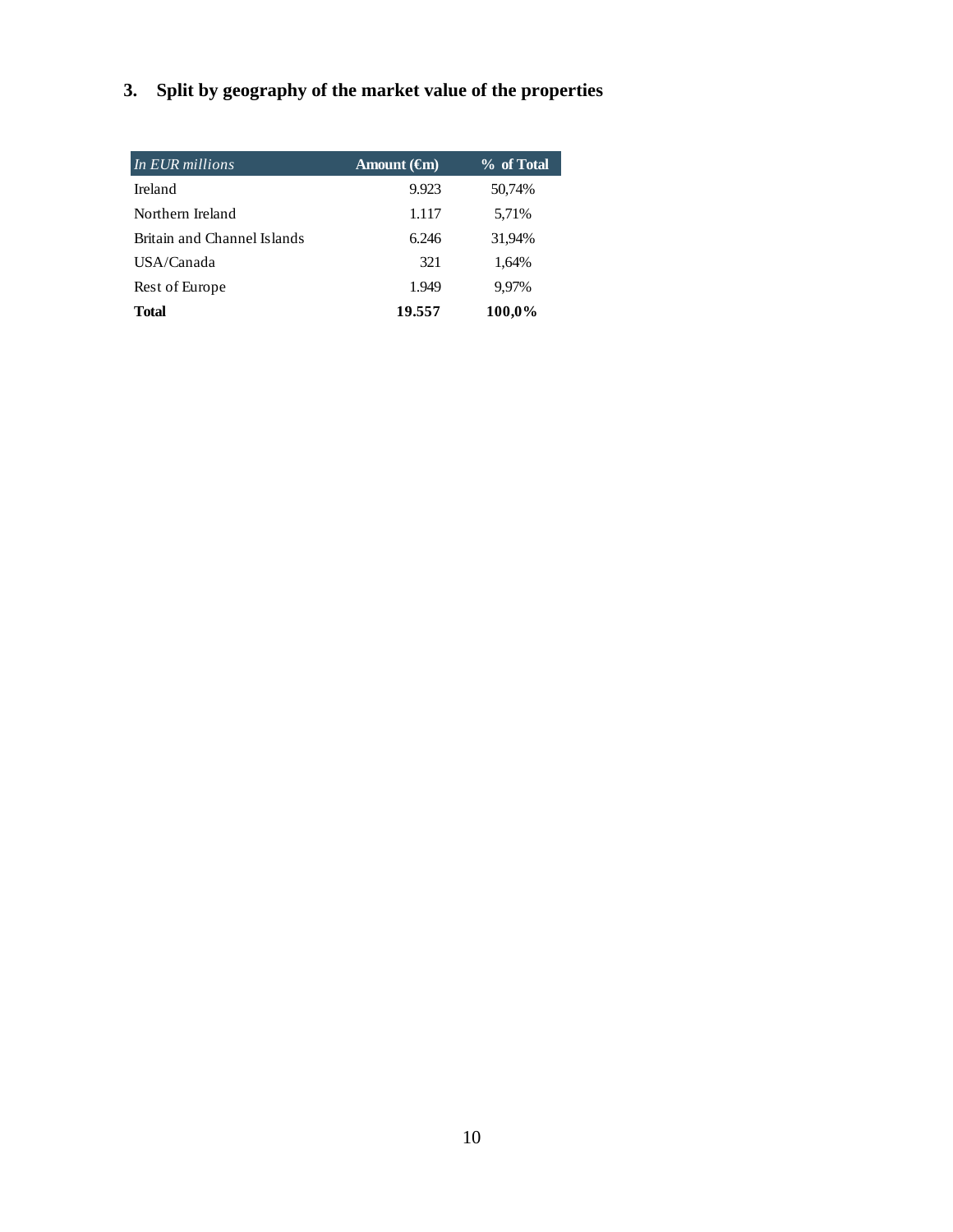## 3. Split by geography of the market value of the properties

| *In EUR millions* | Amount (€m) | % of Total |
|---|---|---|
| Ireland | 9.923 | 50,74% |
| Northern Ireland | 1.117 | 5,71% |
| Britain and Channel Islands | 6.246 | 31,94% |
| USA/Canada | 321 | 1,64% |
| Rest of Europe | 1.949 | 9,97% |
| **Total** | **19.557** | **100,0%** |